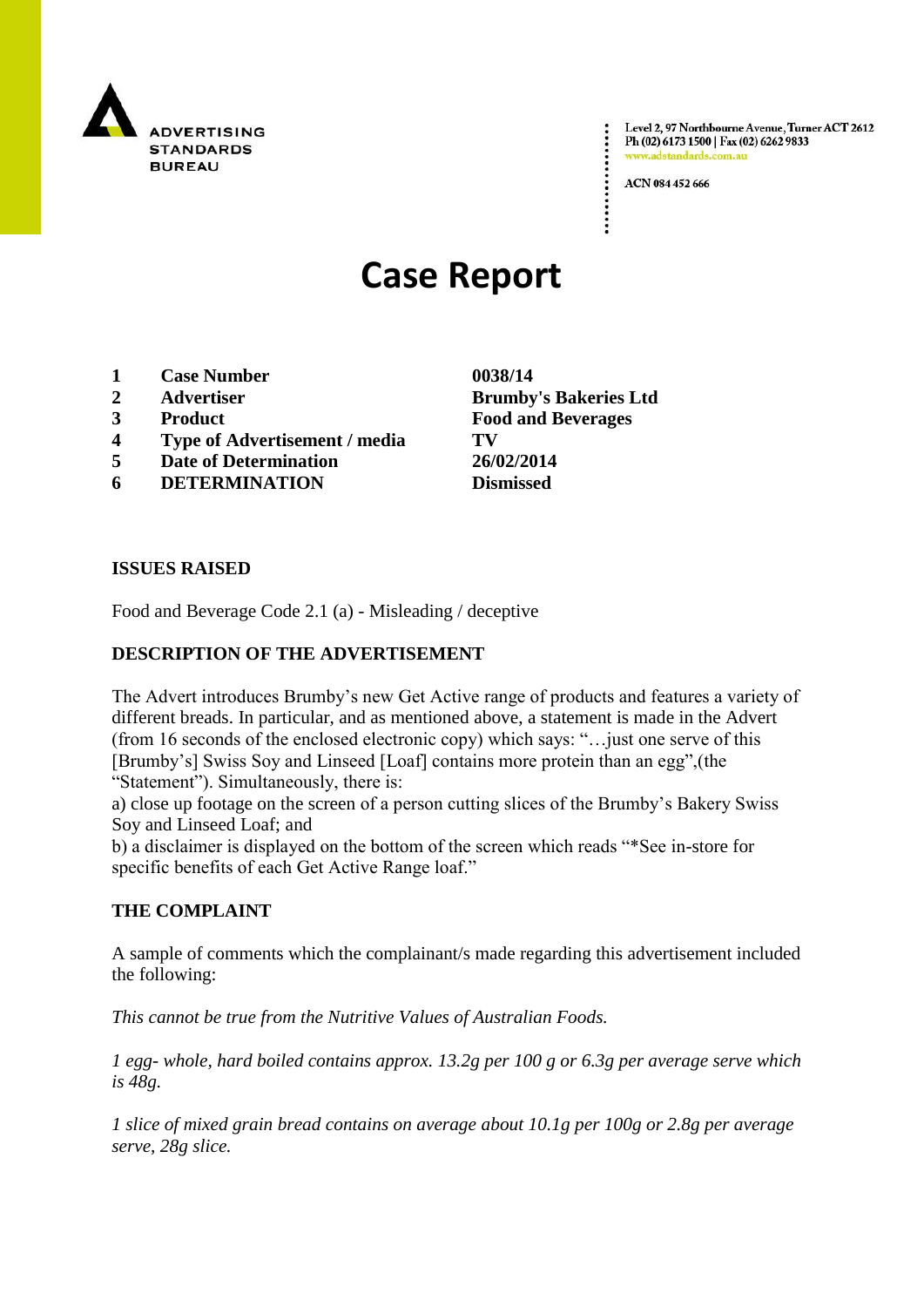ADVERTISING STANDARDS BUREAU

Level 2, 97 Northbourne Avenue, Turner ACT 2612
Ph (02) 6173 1500 | Fax (02) 6262 9833
www.adstandards.com.au

ACN 084 452 666

# Case Report

| | | |
|---|---|---|
| **1** | **Case Number** | **0038/14** |
| **2** | **Advertiser** | **Brumby's Bakeries Ltd** |
| **3** | **Product** | **Food and Beverages** |
| **4** | **Type of Advertisement / media** | **TV** |
| **5** | **Date of Determination** | **26/02/2014** |
| **6** | **DETERMINATION** | **Dismissed** |

## ISSUES RAISED

Food and Beverage Code 2.1 (a) - Misleading / deceptive

## DESCRIPTION OF THE ADVERTISEMENT

The Advert introduces Brumby's new Get Active range of products and features a variety of different breads. In particular, and as mentioned above, a statement is made in the Advert (from 16 seconds of the enclosed electronic copy) which says: "…just one serve of this [Brumby's] Swiss Soy and Linseed [Loaf] contains more protein than an egg",(the "Statement"). Simultaneously, there is:

a) close up footage on the screen of a person cutting slices of the Brumby's Bakery Swiss Soy and Linseed Loaf; and

b) a disclaimer is displayed on the bottom of the screen which reads "*See in-store for specific benefits of each Get Active Range loaf."

## THE COMPLAINT

A sample of comments which the complainant/s made regarding this advertisement included the following:

*This cannot be true from the Nutritive Values of Australian Foods.*

*1 egg- whole, hard boiled contains approx. 13.2g per 100 g or 6.3g per average serve which is 48g.*

*1 slice of mixed grain bread contains on average about 10.1g per 100g or 2.8g per average serve, 28g slice.*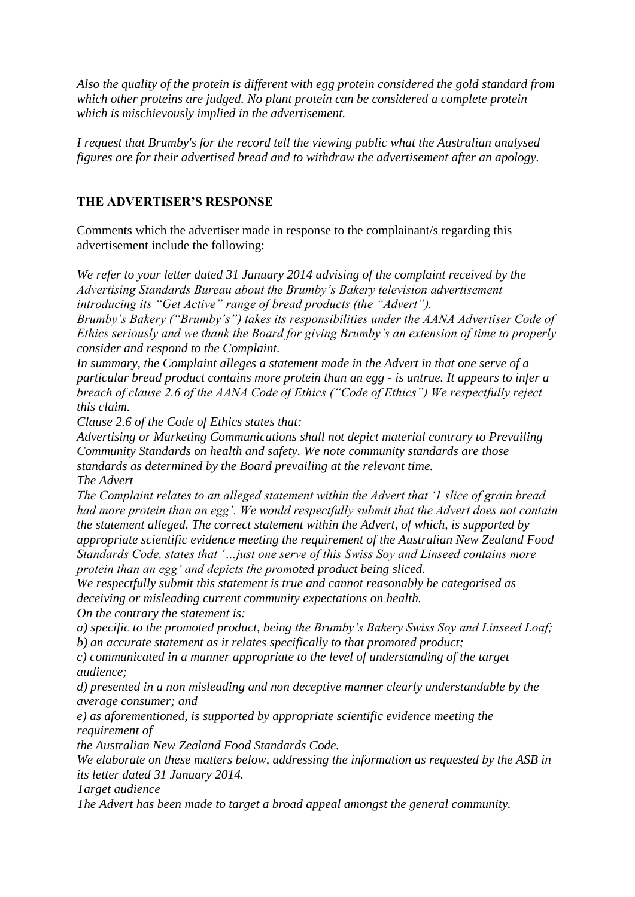*Also the quality of the protein is different with egg protein considered the gold standard from which other proteins are judged. No plant protein can be considered a complete protein which is mischievously implied in the advertisement.*

*I request that Brumby's for the record tell the viewing public what the Australian analysed figures are for their advertised bread and to withdraw the advertisement after an apology.*

## THE ADVERTISER'S RESPONSE

Comments which the advertiser made in response to the complainant/s regarding this advertisement include the following:

*We refer to your letter dated 31 January 2014 advising of the complaint received by the Advertising Standards Bureau about the Brumby's Bakery television advertisement introducing its "Get Active" range of bread products (the "Advert").*
*Brumby's Bakery ("Brumby's") takes its responsibilities under the AANA Advertiser Code of Ethics seriously and we thank the Board for giving Brumby's an extension of time to properly consider and respond to the Complaint.*
*In summary, the Complaint alleges a statement made in the Advert in that one serve of a particular bread product contains more protein than an egg - is untrue. It appears to infer a breach of clause 2.6 of the AANA Code of Ethics ("Code of Ethics") We respectfully reject this claim.*
*Clause 2.6 of the Code of Ethics states that:*
*Advertising or Marketing Communications shall not depict material contrary to Prevailing Community Standards on health and safety. We note community standards are those standards as determined by the Board prevailing at the relevant time.*
*The Advert*
*The Complaint relates to an alleged statement within the Advert that '1 slice of grain bread had more protein than an egg'. We would respectfully submit that the Advert does not contain the statement alleged. The correct statement within the Advert, of which, is supported by appropriate scientific evidence meeting the requirement of the Australian New Zealand Food Standards Code, states that '…just one serve of this Swiss Soy and Linseed contains more protein than an egg' and depicts the promoted product being sliced.*
*We respectfully submit this statement is true and cannot reasonably be categorised as deceiving or misleading current community expectations on health.*
*On the contrary the statement is:*
*a) specific to the promoted product, being the Brumby's Bakery Swiss Soy and Linseed Loaf;*
*b) an accurate statement as it relates specifically to that promoted product;*
*c) communicated in a manner appropriate to the level of understanding of the target audience;*
*d) presented in a non misleading and non deceptive manner clearly understandable by the average consumer; and*
*e) as aforementioned, is supported by appropriate scientific evidence meeting the requirement of*
*the Australian New Zealand Food Standards Code.*
*We elaborate on these matters below, addressing the information as requested by the ASB in its letter dated 31 January 2014.*
*Target audience*
*The Advert has been made to target a broad appeal amongst the general community.*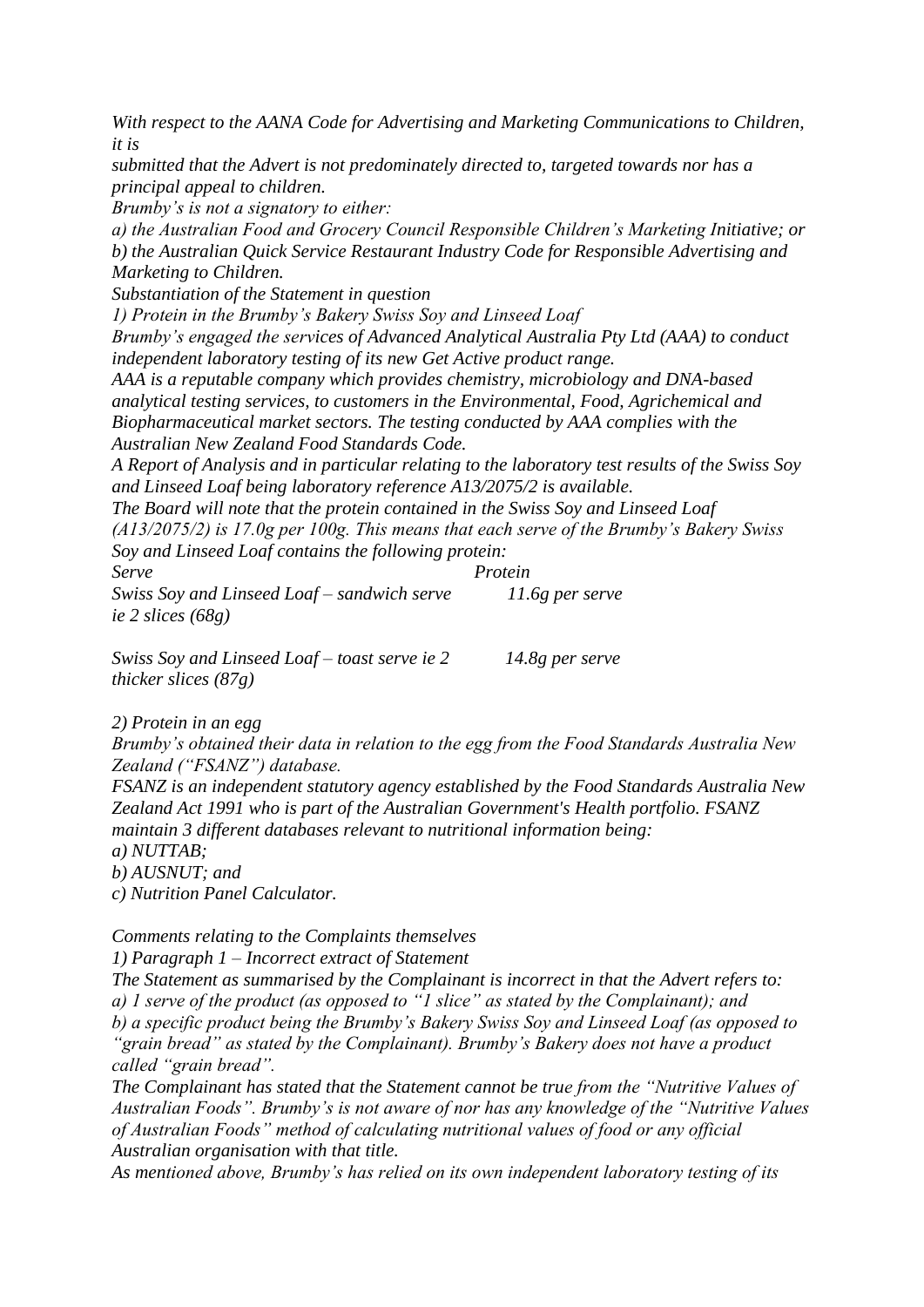*With respect to the AANA Code for Advertising and Marketing Communications to Children, it is*
*submitted that the Advert is not predominately directed to, targeted towards nor has a principal appeal to children.*
*Brumby's is not a signatory to either:*
*a) the Australian Food and Grocery Council Responsible Children's Marketing Initiative; or*
*b) the Australian Quick Service Restaurant Industry Code for Responsible Advertising and Marketing to Children.*
*Substantiation of the Statement in question*
*1) Protein in the Brumby's Bakery Swiss Soy and Linseed Loaf*
*Brumby's engaged the services of Advanced Analytical Australia Pty Ltd (AAA) to conduct independent laboratory testing of its new Get Active product range.*
*AAA is a reputable company which provides chemistry, microbiology and DNA-based analytical testing services, to customers in the Environmental, Food, Agrichemical and Biopharmaceutical market sectors. The testing conducted by AAA complies with the Australian New Zealand Food Standards Code.*
*A Report of Analysis and in particular relating to the laboratory test results of the Swiss Soy and Linseed Loaf being laboratory reference A13/2075/2 is available.*
*The Board will note that the protein contained in the Swiss Soy and Linseed Loaf (A13/2075/2) is 17.0g per 100g. This means that each serve of the Brumby's Bakery Swiss Soy and Linseed Loaf contains the following protein:*

| *Serve* | *Protein* |
|---|---|
| *Swiss Soy and Linseed Loaf – sandwich serve ie 2 slices (68g)* | *11.6g per serve* |
| *Swiss Soy and Linseed Loaf – toast serve ie 2 thicker slices (87g)* | *14.8g per serve* |

*2) Protein in an egg*
*Brumby's obtained their data in relation to the egg from the Food Standards Australia New Zealand ("FSANZ") database.*
*FSANZ is an independent statutory agency established by the Food Standards Australia New Zealand Act 1991 who is part of the Australian Government's Health portfolio. FSANZ maintain 3 different databases relevant to nutritional information being:*
*a) NUTTAB;*
*b) AUSNUT; and*
*c) Nutrition Panel Calculator.*

*Comments relating to the Complaints themselves*
*1) Paragraph 1 – Incorrect extract of Statement*
*The Statement as summarised by the Complainant is incorrect in that the Advert refers to:*
*a) 1 serve of the product (as opposed to "1 slice" as stated by the Complainant); and*
*b) a specific product being the Brumby's Bakery Swiss Soy and Linseed Loaf (as opposed to "grain bread" as stated by the Complainant). Brumby's Bakery does not have a product called "grain bread".*
*The Complainant has stated that the Statement cannot be true from the "Nutritive Values of Australian Foods". Brumby's is not aware of nor has any knowledge of the "Nutritive Values of Australian Foods" method of calculating nutritional values of food or any official Australian organisation with that title.*
*As mentioned above, Brumby's has relied on its own independent laboratory testing of its*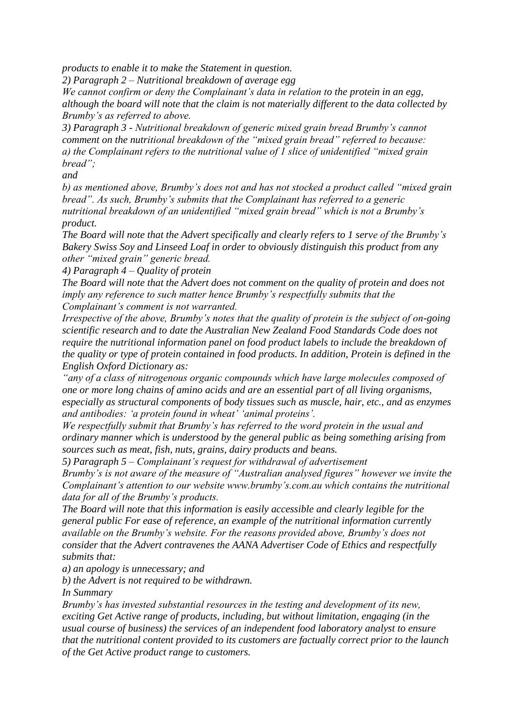*products to enable it to make the Statement in question.*

*2) Paragraph 2 – Nutritional breakdown of average egg*

*We cannot confirm or deny the Complainant's data in relation to the protein in an egg, although the board will note that the claim is not materially different to the data collected by Brumby's as referred to above.*

*3) Paragraph 3 - Nutritional breakdown of generic mixed grain bread Brumby's cannot comment on the nutritional breakdown of the "mixed grain bread" referred to because:*

*a) the Complainant refers to the nutritional value of 1 slice of unidentified "mixed grain bread";*

*and*

*b) as mentioned above, Brumby's does not and has not stocked a product called "mixed grain bread". As such, Brumby's submits that the Complainant has referred to a generic nutritional breakdown of an unidentified "mixed grain bread" which is not a Brumby's product.*

*The Board will note that the Advert specifically and clearly refers to 1 serve of the Brumby's Bakery Swiss Soy and Linseed Loaf in order to obviously distinguish this product from any other "mixed grain" generic bread.*

*4) Paragraph 4 – Quality of protein*

*The Board will note that the Advert does not comment on the quality of protein and does not imply any reference to such matter hence Brumby's respectfully submits that the Complainant's comment is not warranted.*

*Irrespective of the above, Brumby's notes that the quality of protein is the subject of on-going scientific research and to date the Australian New Zealand Food Standards Code does not require the nutritional information panel on food product labels to include the breakdown of the quality or type of protein contained in food products. In addition, Protein is defined in the English Oxford Dictionary as:*

*"any of a class of nitrogenous organic compounds which have large molecules composed of one or more long chains of amino acids and are an essential part of all living organisms, especially as structural components of body tissues such as muscle, hair, etc., and as enzymes and antibodies: 'a protein found in wheat' 'animal proteins'.*

*We respectfully submit that Brumby's has referred to the word protein in the usual and ordinary manner which is understood by the general public as being something arising from sources such as meat, fish, nuts, grains, dairy products and beans.*

*5) Paragraph 5 – Complainant's request for withdrawal of advertisement*

*Brumby's is not aware of the measure of "Australian analysed figures" however we invite the Complainant's attention to our website www.brumby's.com.au which contains the nutritional data for all of the Brumby's products.*

*The Board will note that this information is easily accessible and clearly legible for the general public For ease of reference, an example of the nutritional information currently available on the Brumby's website. For the reasons provided above, Brumby's does not consider that the Advert contravenes the AANA Advertiser Code of Ethics and respectfully submits that:*

*a) an apology is unnecessary; and*

*b) the Advert is not required to be withdrawn.*

*In Summary*

*Brumby's has invested substantial resources in the testing and development of its new, exciting Get Active range of products, including, but without limitation, engaging (in the usual course of business) the services of an independent food laboratory analyst to ensure that the nutritional content provided to its customers are factually correct prior to the launch of the Get Active product range to customers.*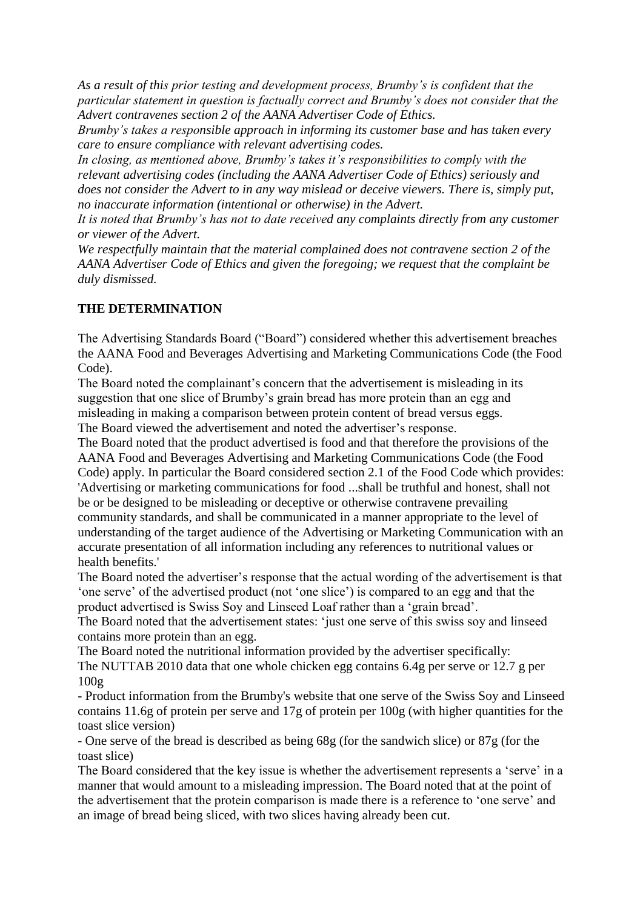*As a result of this prior testing and development process, Brumby's is confident that the particular statement in question is factually correct and Brumby's does not consider that the Advert contravenes section 2 of the AANA Advertiser Code of Ethics.*

*Brumby's takes a responsible approach in informing its customer base and has taken every care to ensure compliance with relevant advertising codes.*

*In closing, as mentioned above, Brumby's takes it's responsibilities to comply with the relevant advertising codes (including the AANA Advertiser Code of Ethics) seriously and does not consider the Advert to in any way mislead or deceive viewers. There is, simply put, no inaccurate information (intentional or otherwise) in the Advert.*

*It is noted that Brumby's has not to date received any complaints directly from any customer or viewer of the Advert.*

*We respectfully maintain that the material complained does not contravene section 2 of the AANA Advertiser Code of Ethics and given the foregoing; we request that the complaint be duly dismissed.*

## THE DETERMINATION

The Advertising Standards Board ("Board") considered whether this advertisement breaches the AANA Food and Beverages Advertising and Marketing Communications Code (the Food Code).

The Board noted the complainant's concern that the advertisement is misleading in its suggestion that one slice of Brumby's grain bread has more protein than an egg and misleading in making a comparison between protein content of bread versus eggs.

The Board viewed the advertisement and noted the advertiser's response.

The Board noted that the product advertised is food and that therefore the provisions of the AANA Food and Beverages Advertising and Marketing Communications Code (the Food Code) apply. In particular the Board considered section 2.1 of the Food Code which provides: 'Advertising or marketing communications for food ...shall be truthful and honest, shall not be or be designed to be misleading or deceptive or otherwise contravene prevailing community standards, and shall be communicated in a manner appropriate to the level of understanding of the target audience of the Advertising or Marketing Communication with an accurate presentation of all information including any references to nutritional values or health benefits.'

The Board noted the advertiser's response that the actual wording of the advertisement is that 'one serve' of the advertised product (not 'one slice') is compared to an egg and that the product advertised is Swiss Soy and Linseed Loaf rather than a 'grain bread'.

The Board noted that the advertisement states: 'just one serve of this swiss soy and linseed contains more protein than an egg.

The Board noted the nutritional information provided by the advertiser specifically:

The NUTTAB 2010 data that one whole chicken egg contains 6.4g per serve or 12.7 g per 100g

- Product information from the Brumby's website that one serve of the Swiss Soy and Linseed contains 11.6g of protein per serve and 17g of protein per 100g (with higher quantities for the toast slice version)
- One serve of the bread is described as being 68g (for the sandwich slice) or 87g (for the toast slice)

The Board considered that the key issue is whether the advertisement represents a 'serve' in a manner that would amount to a misleading impression. The Board noted that at the point of the advertisement that the protein comparison is made there is a reference to 'one serve' and an image of bread being sliced, with two slices having already been cut.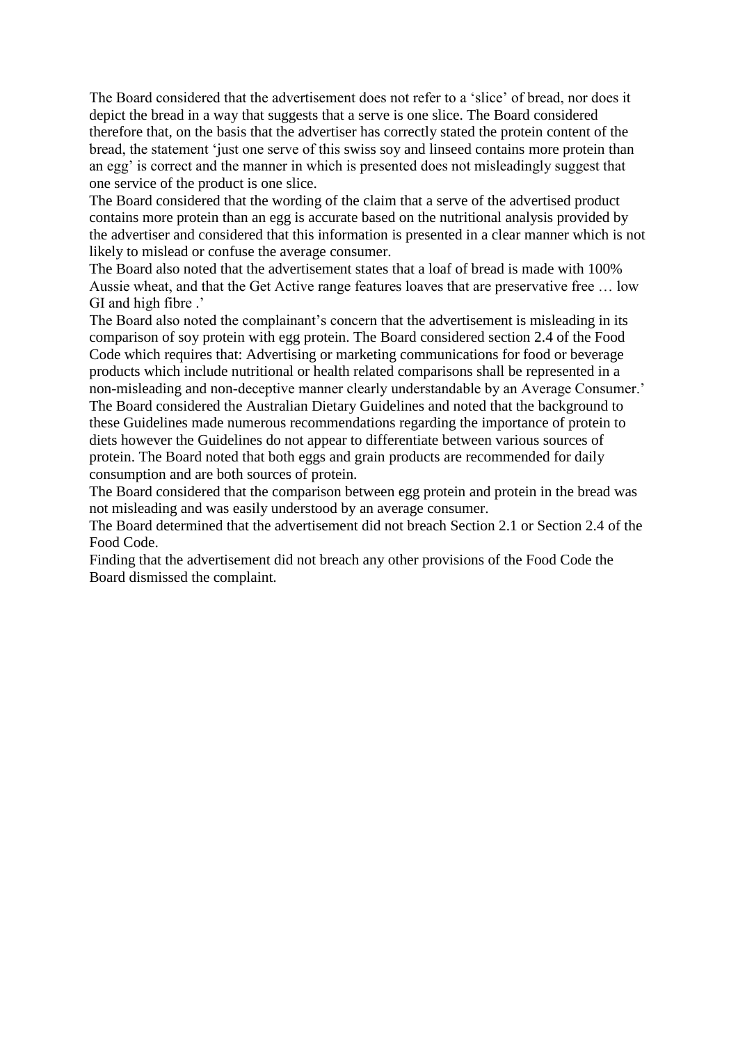The Board considered that the advertisement does not refer to a 'slice' of bread, nor does it depict the bread in a way that suggests that a serve is one slice. The Board considered therefore that, on the basis that the advertiser has correctly stated the protein content of the bread, the statement 'just one serve of this swiss soy and linseed contains more protein than an egg' is correct and the manner in which is presented does not misleadingly suggest that one service of the product is one slice.

The Board considered that the wording of the claim that a serve of the advertised product contains more protein than an egg is accurate based on the nutritional analysis provided by the advertiser and considered that this information is presented in a clear manner which is not likely to mislead or confuse the average consumer.

The Board also noted that the advertisement states that a loaf of bread is made with 100% Aussie wheat, and that the Get Active range features loaves that are preservative free … low GI and high fibre .'

The Board also noted the complainant's concern that the advertisement is misleading in its comparison of soy protein with egg protein. The Board considered section 2.4 of the Food Code which requires that: Advertising or marketing communications for food or beverage products which include nutritional or health related comparisons shall be represented in a non-misleading and non-deceptive manner clearly understandable by an Average Consumer.'

The Board considered the Australian Dietary Guidelines and noted that the background to these Guidelines made numerous recommendations regarding the importance of protein to diets however the Guidelines do not appear to differentiate between various sources of protein. The Board noted that both eggs and grain products are recommended for daily consumption and are both sources of protein.

The Board considered that the comparison between egg protein and protein in the bread was not misleading and was easily understood by an average consumer.

The Board determined that the advertisement did not breach Section 2.1 or Section 2.4 of the Food Code.

Finding that the advertisement did not breach any other provisions of the Food Code the Board dismissed the complaint.